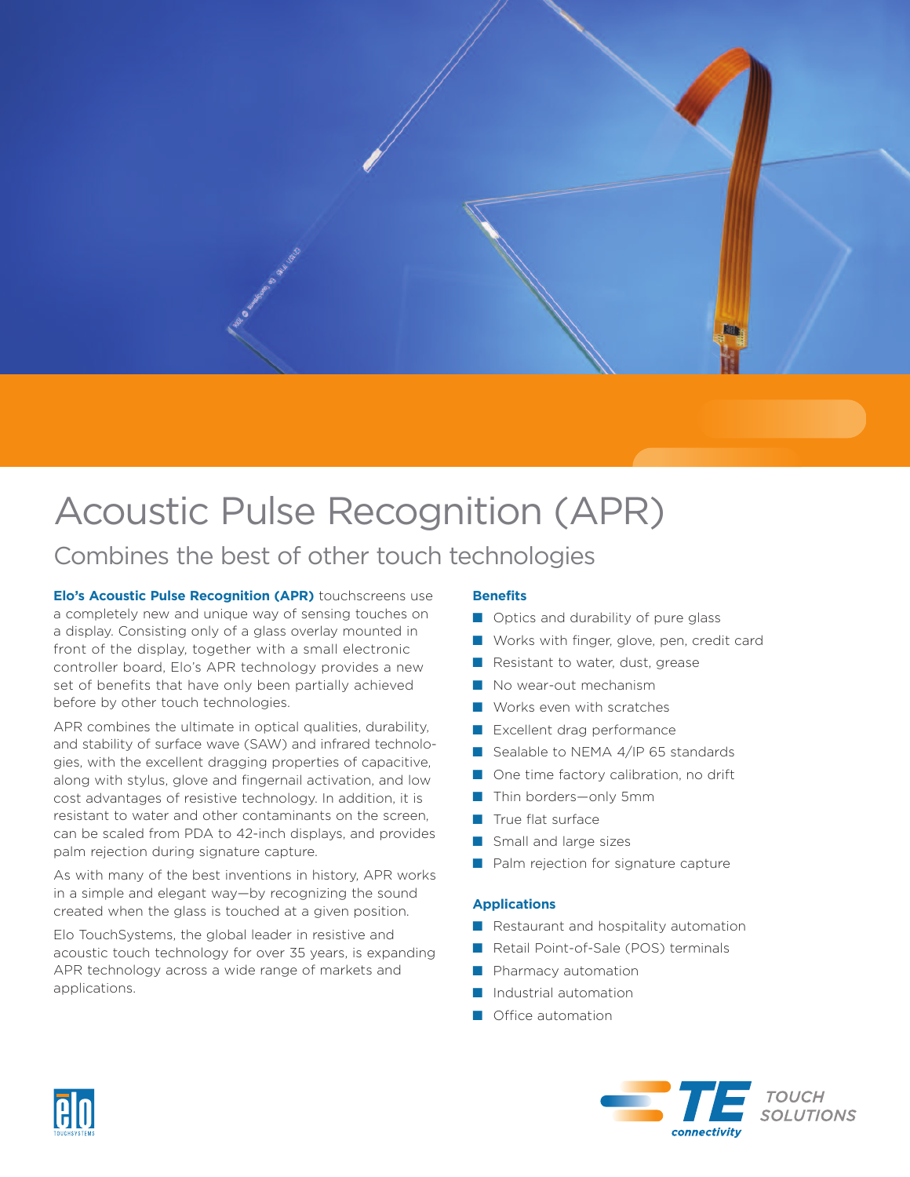# Acoustic Pulse Recognition (APR)

## Combines the best of other touch technologies

**Elo's Acoustic Pulse Recognition (APR)** touchscreens use a completely new and unique way of sensing touches on a display. Consisting only of a glass overlay mounted in front of the display, together with a small electronic controller board, Elo's APR technology provides a new set of benefits that have only been partially achieved before by other touch technologies.

APR combines the ultimate in optical qualities, durability, and stability of surface wave (SAW) and infrared technologies, with the excellent dragging properties of capacitive, along with stylus, glove and fingernail activation, and low cost advantages of resistive technology. In addition, it is resistant to water and other contaminants on the screen, can be scaled from PDA to 42-inch displays, and provides palm rejection during signature capture.

As with many of the best inventions in history, APR works in a simple and elegant way—by recognizing the sound created when the glass is touched at a given position.

Elo TouchSystems, the global leader in resistive and acoustic touch technology for over 35 years, is expanding APR technology across a wide range of markets and applications.

### Benefits

- Optics and durability of pure glass
- Works with finger, glove, pen, credit card
- Resistant to water, dust, grease
- No wear-out mechanism
- Works even with scratches
- Excellent drag performance
- Sealable to NEMA 4/IP 65 standards
- One time factory calibration, no drift
- Thin borders—only 5mm
- True flat surface
- Small and large sizes
- Palm rejection for signature capture

### Applications

- Restaurant and hospitality automation
- Retail Point-of-Sale (POS) terminals
- Pharmacy automation
- Industrial automation
- Office automation

elo TOUCHSYSTEMS

TE connectivity TOUCH SOLUTIONS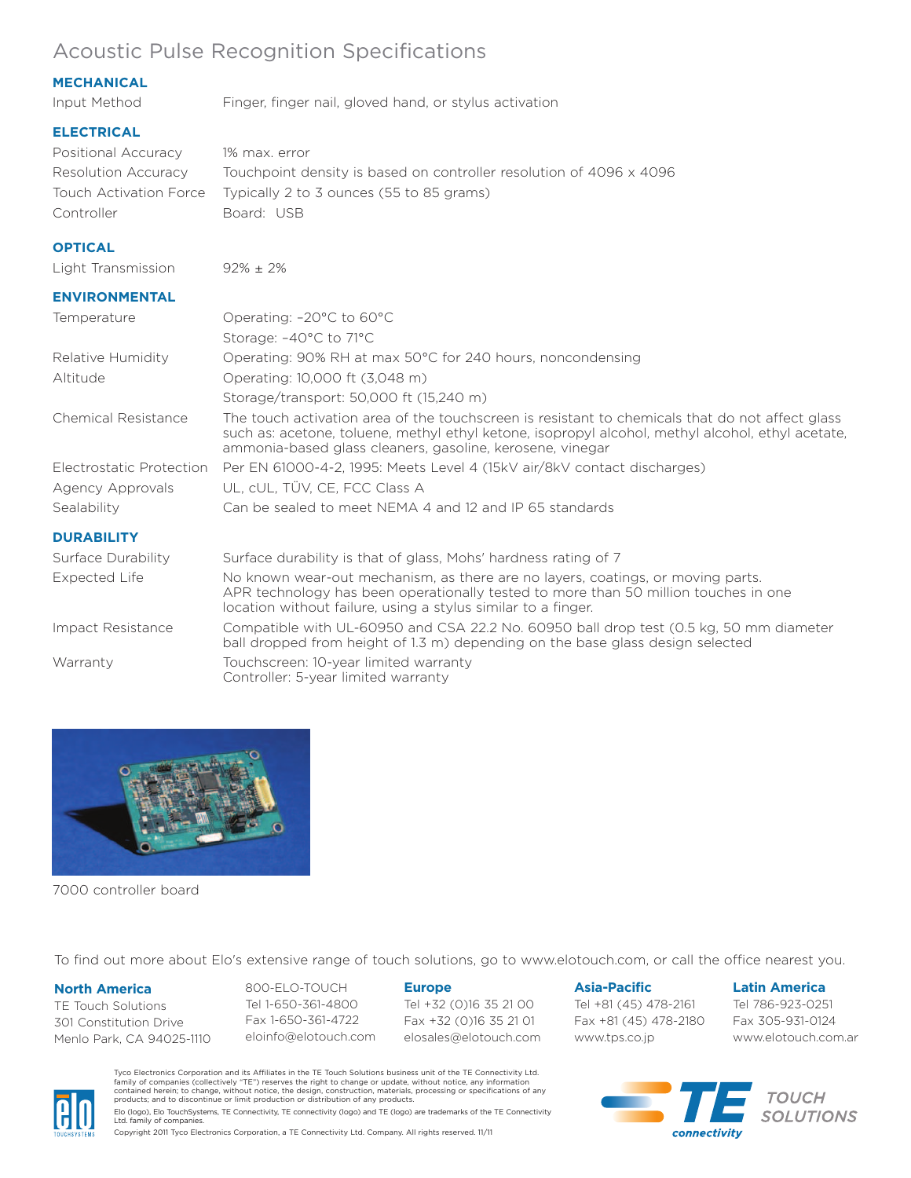# Acoustic Pulse Recognition Specifications

## MECHANICAL

| | |
|---|---|
| Input Method | Finger, finger nail, gloved hand, or stylus activation |

## ELECTRICAL

| | |
|---|---|
| Positional Accuracy | 1% max. error |
| Resolution Accuracy | Touchpoint density is based on controller resolution of 4096 x 4096 |
| Touch Activation Force | Typically 2 to 3 ounces (55 to 85 grams) |
| Controller | Board: USB |

## OPTICAL

| | |
|---|---|
| Light Transmission | 92% ± 2% |

## ENVIRONMENTAL

| | |
|---|---|
| Temperature | Operating: –20°C to 60°C<br>Storage: –40°C to 71°C |
| Relative Humidity | Operating: 90% RH at max 50°C for 240 hours, noncondensing |
| Altitude | Operating: 10,000 ft (3,048 m)<br>Storage/transport: 50,000 ft (15,240 m) |
| Chemical Resistance | The touch activation area of the touchscreen is resistant to chemicals that do not affect glass such as: acetone, toluene, methyl ethyl ketone, isopropyl alcohol, methyl alcohol, ethyl acetate, ammonia-based glass cleaners, gasoline, kerosene, vinegar |
| Electrostatic Protection | Per EN 61000-4-2, 1995: Meets Level 4 (15kV air/8kV contact discharges) |
| Agency Approvals | UL, cUL, TÜV, CE, FCC Class A |
| Sealability | Can be sealed to meet NEMA 4 and 12 and IP 65 standards |

## DURABILITY

| | |
|---|---|
| Surface Durability | Surface durability is that of glass, Mohs' hardness rating of 7 |
| Expected Life | No known wear-out mechanism, as there are no layers, coatings, or moving parts. APR technology has been operationally tested to more than 50 million touches in one location without failure, using a stylus similar to a finger. |
| Impact Resistance | Compatible with UL-60950 and CSA 22.2 No. 60950 ball drop test (0.5 kg, 50 mm diameter ball dropped from height of 1.3 m) depending on the base glass design selected |
| Warranty | Touchscreen: 10-year limited warranty<br>Controller: 5-year limited warranty |

7000 controller board

To find out more about Elo's extensive range of touch solutions, go to www.elotouch.com, or call the office nearest you.

**North America**
TE Touch Solutions
301 Constitution Drive
Menlo Park, CA 94025-1110
800-ELO-TOUCH
Tel 1-650-361-4800
Fax 1-650-361-4722
eloinfo@elotouch.com

**Europe**
Tel +32 (0)16 35 21 00
Fax +32 (0)16 35 21 01
elosales@elotouch.com

**Asia-Pacific**
Tel +81 (45) 478-2161
Fax +81 (45) 478-2180
www.tps.co.jp

**Latin America**
Tel 786-923-0251
Fax 305-931-0124
www.elotouch.com.ar

Tyco Electronics Corporation and its Affiliates in the TE Touch Solutions business unit of the TE Connectivity Ltd. family of companies (collectively "TE") reserves the right to change or update, without notice, any information contained herein; to change, without notice, the design, construction, materials, processing or specifications of any products; and to discontinue or limit production or distribution of any products.

Elo (logo), Elo TouchSystems, TE Connectivity, TE connectivity (logo) and TE (logo) are trademarks of the TE Connectivity Ltd. family of companies.

Copyright 2011 Tyco Electronics Corporation, a TE Connectivity Ltd. Company. All rights reserved. 11/11

TE connectivity TOUCH SOLUTIONS